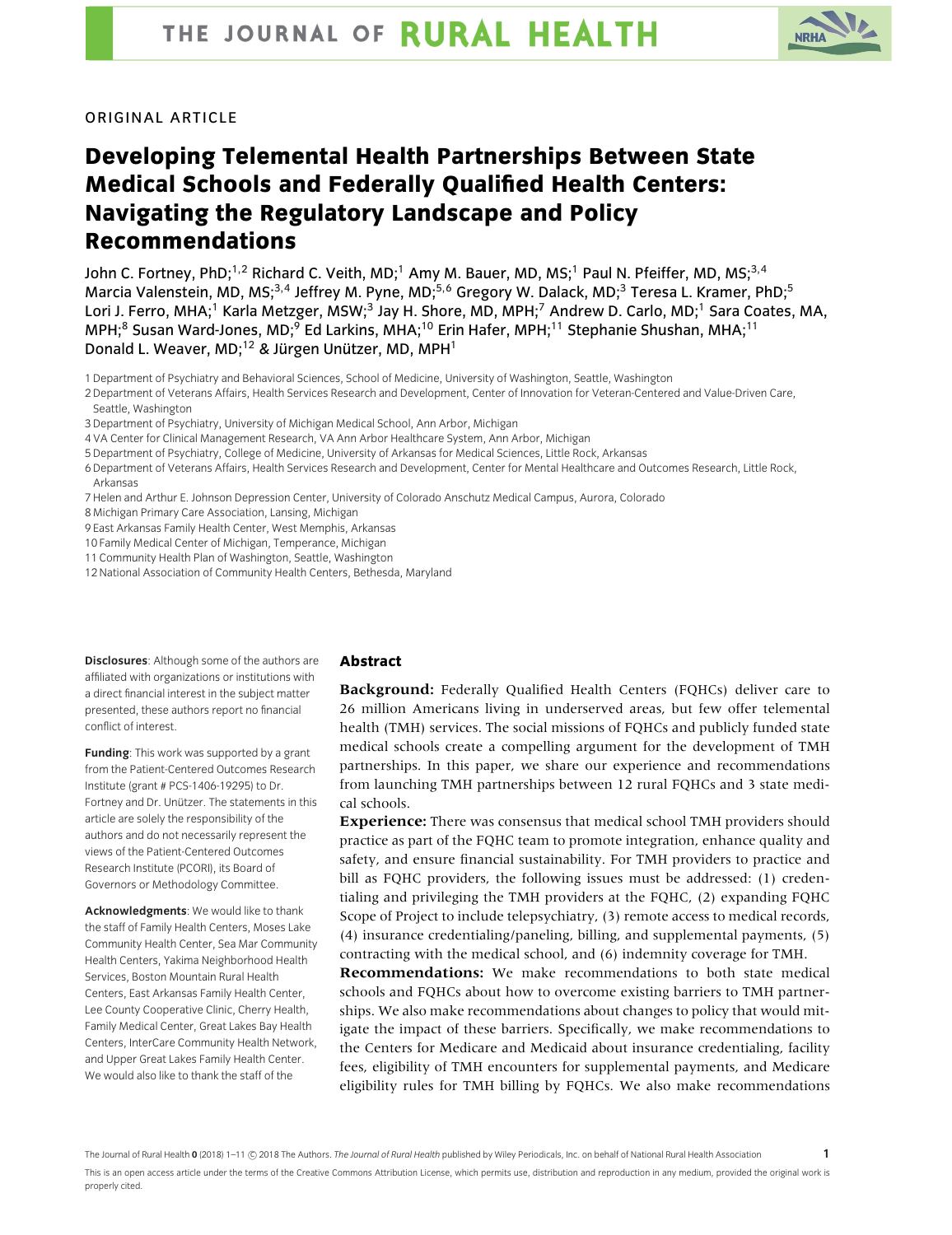ORIGINAL ARTICLE

# Developing Telemental Health Partnerships Between State Medical Schools and Federally Qualified Health Centers: Navigating the Regulatory Landscape and Policy Recommendations

John C. Fortney, PhD;[1,2] Richard C. Veith, MD;[1] Amy M. Bauer, MD, MS;[1] Paul N. Pfeiffer, MD, MS;[3,4] Marcia Valenstein, MD, MS;[3,4] Jeffrey M. Pyne, MD;[5,6] Gregory W. Dalack, MD;[3] Teresa L. Kramer, PhD;[5] Lori J. Ferro, MHA;[1] Karla Metzger, MSW;[3] Jay H. Shore, MD, MPH;[7] Andrew D. Carlo, MD;[1] Sara Coates, MA, MPH;[8] Susan Ward-Jones, MD;[9] Ed Larkins, MHA;[10] Erin Hafer, MPH;[11] Stephanie Shushan, MHA;[11] Donald L. Weaver, MD;[12] & Jürgen Unützer, MD, MPH[1]

1 Department of Psychiatry and Behavioral Sciences, School of Medicine, University of Washington, Seattle, Washington
2 Department of Veterans Affairs, Health Services Research and Development, Center of Innovation for Veteran-Centered and Value-Driven Care, Seattle, Washington
3 Department of Psychiatry, University of Michigan Medical School, Ann Arbor, Michigan
4 VA Center for Clinical Management Research, VA Ann Arbor Healthcare System, Ann Arbor, Michigan
5 Department of Psychiatry, College of Medicine, University of Arkansas for Medical Sciences, Little Rock, Arkansas
6 Department of Veterans Affairs, Health Services Research and Development, Center for Mental Healthcare and Outcomes Research, Little Rock, Arkansas
7 Helen and Arthur E. Johnson Depression Center, University of Colorado Anschutz Medical Campus, Aurora, Colorado
8 Michigan Primary Care Association, Lansing, Michigan
9 East Arkansas Family Health Center, West Memphis, Arkansas
10 Family Medical Center of Michigan, Temperance, Michigan
11 Community Health Plan of Washington, Seattle, Washington
12 National Association of Community Health Centers, Bethesda, Maryland

## Abstract

**Background:** Federally Qualified Health Centers (FQHCs) deliver care to 26 million Americans living in underserved areas, but few offer telemental health (TMH) services. The social missions of FQHCs and publicly funded state medical schools create a compelling argument for the development of TMH partnerships. In this paper, we share our experience and recommendations from launching TMH partnerships between 12 rural FQHCs and 3 state medical schools.

**Experience:** There was consensus that medical school TMH providers should practice as part of the FQHC team to promote integration, enhance quality and safety, and ensure financial sustainability. For TMH providers to practice and bill as FQHC providers, the following issues must be addressed: (1) credentialing and privileging the TMH providers at the FQHC, (2) expanding FQHC Scope of Project to include telepsychiatry, (3) remote access to medical records, (4) insurance credentialing/paneling, billing, and supplemental payments, (5) contracting with the medical school, and (6) indemnity coverage for TMH.

**Recommendations:** We make recommendations to both state medical schools and FQHCs about how to overcome existing barriers to TMH partnerships. We also make recommendations about changes to policy that would mitigate the impact of these barriers. Specifically, we make recommendations to the Centers for Medicare and Medicaid about insurance credentialing, facility fees, eligibility of TMH encounters for supplemental payments, and Medicare eligibility rules for TMH billing by FQHCs. We also make recommendations

**Disclosures**: Although some of the authors are affiliated with organizations or institutions with a direct financial interest in the subject matter presented, these authors report no financial conflict of interest.

**Funding**: This work was supported by a grant from the Patient-Centered Outcomes Research Institute (grant # PCS-1406-19295) to Dr. Fortney and Dr. Unützer. The statements in this article are solely the responsibility of the authors and do not necessarily represent the views of the Patient-Centered Outcomes Research Institute (PCORI), its Board of Governors or Methodology Committee.

**Acknowledgments**: We would like to thank the staff of Family Health Centers, Moses Lake Community Health Center, Sea Mar Community Health Centers, Yakima Neighborhood Health Services, Boston Mountain Rural Health Centers, East Arkansas Family Health Center, Lee County Cooperative Clinic, Cherry Health, Family Medical Center, Great Lakes Bay Health Centers, InterCare Community Health Network, and Upper Great Lakes Family Health Center. We would also like to thank the staff of the

The Journal of Rural Health **0** (2018) 1–11 © 2018 The Authors. *The Journal of Rural Health* published by Wiley Periodicals, Inc. on behalf of National Rural Health Association

This is an open access article under the terms of the Creative Commons Attribution License, which permits use, distribution and reproduction in any medium, provided the original work is properly cited.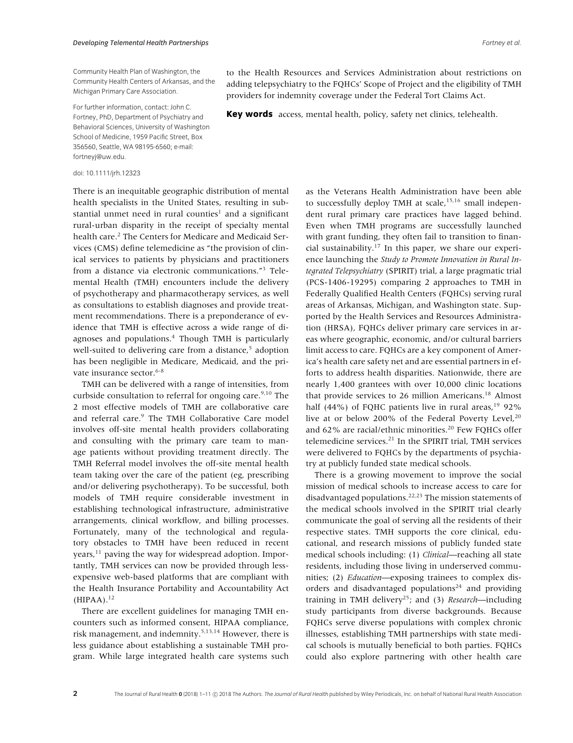Community Health Plan of Washington, the Community Health Centers of Arkansas, and the Michigan Primary Care Association.

For further information, contact: John C. Fortney, PhD, Department of Psychiatry and Behavioral Sciences, University of Washington School of Medicine, 1959 Pacific Street, Box 356560, Seattle, WA 98195-6560; e-mail: fortneyj@uw.edu.

doi: 10.1111/jrh.12323

to the Health Resources and Services Administration about restrictions on adding telepsychiatry to the FQHCs' Scope of Project and the eligibility of TMH providers for indemnity coverage under the Federal Tort Claims Act.

**Key words** access, mental health, policy, safety net clinics, telehealth.

There is an inequitable geographic distribution of mental health specialists in the United States, resulting in substantial unmet need in rural counties[1] and a significant rural-urban disparity in the receipt of specialty mental health care.[2] The Centers for Medicare and Medicaid Services (CMS) define telemedicine as "the provision of clinical services to patients by physicians and practitioners from a distance via electronic communications."[3] Telemental Health (TMH) encounters include the delivery of psychotherapy and pharmacotherapy services, as well as consultations to establish diagnoses and provide treatment recommendations. There is a preponderance of evidence that TMH is effective across a wide range of diagnoses and populations.[4] Though TMH is particularly well-suited to delivering care from a distance,[5] adoption has been negligible in Medicare, Medicaid, and the private insurance sector.[6-8]

TMH can be delivered with a range of intensities, from curbside consultation to referral for ongoing care.[9,10] The 2 most effective models of TMH are collaborative care and referral care.[9] The TMH Collaborative Care model involves off-site mental health providers collaborating and consulting with the primary care team to manage patients without providing treatment directly. The TMH Referral model involves the off-site mental health team taking over the care of the patient (eg, prescribing and/or delivering psychotherapy). To be successful, both models of TMH require considerable investment in establishing technological infrastructure, administrative arrangements, clinical workflow, and billing processes. Fortunately, many of the technological and regulatory obstacles to TMH have been reduced in recent years,[11] paving the way for widespread adoption. Importantly, TMH services can now be provided through less-expensive web-based platforms that are compliant with the Health Insurance Portability and Accountability Act (HIPAA).[12]

There are excellent guidelines for managing TMH encounters such as informed consent, HIPAA compliance, risk management, and indemnity.[5,13,14] However, there is less guidance about establishing a sustainable TMH program. While large integrated health care systems such as the Veterans Health Administration have been able to successfully deploy TMH at scale,[15,16] small independent rural primary care practices have lagged behind. Even when TMH programs are successfully launched with grant funding, they often fail to transition to financial sustainability.[17] In this paper, we share our experience launching the *Study to Promote Innovation in Rural Integrated Telepsychiatry* (SPIRIT) trial, a large pragmatic trial (PCS-1406-19295) comparing 2 approaches to TMH in Federally Qualified Health Centers (FQHCs) serving rural areas of Arkansas, Michigan, and Washington state. Supported by the Health Services and Resources Administration (HRSA), FQHCs deliver primary care services in areas where geographic, economic, and/or cultural barriers limit access to care. FQHCs are a key component of America's health care safety net and are essential partners in efforts to address health disparities. Nationwide, there are nearly 1,400 grantees with over 10,000 clinic locations that provide services to 26 million Americans.[18] Almost half (44%) of FQHC patients live in rural areas,[19] 92% live at or below 200% of the Federal Poverty Level,[20] and 62% are racial/ethnic minorities.[20] Few FQHCs offer telemedicine services.[21] In the SPIRIT trial, TMH services were delivered to FQHCs by the departments of psychiatry at publicly funded state medical schools.

There is a growing movement to improve the social mission of medical schools to increase access to care for disadvantaged populations.[22,23] The mission statements of the medical schools involved in the SPIRIT trial clearly communicate the goal of serving all the residents of their respective states. TMH supports the core clinical, educational, and research missions of publicly funded state medical schools including: (1) *Clinical*—reaching all state residents, including those living in underserved communities; (2) *Education*—exposing trainees to complex disorders and disadvantaged populations[24] and providing training in TMH delivery[25]; and (3) *Research*—including study participants from diverse backgrounds. Because FQHCs serve diverse populations with complex chronic illnesses, establishing TMH partnerships with state medical schools is mutually beneficial to both parties. FQHCs could also explore partnering with other health care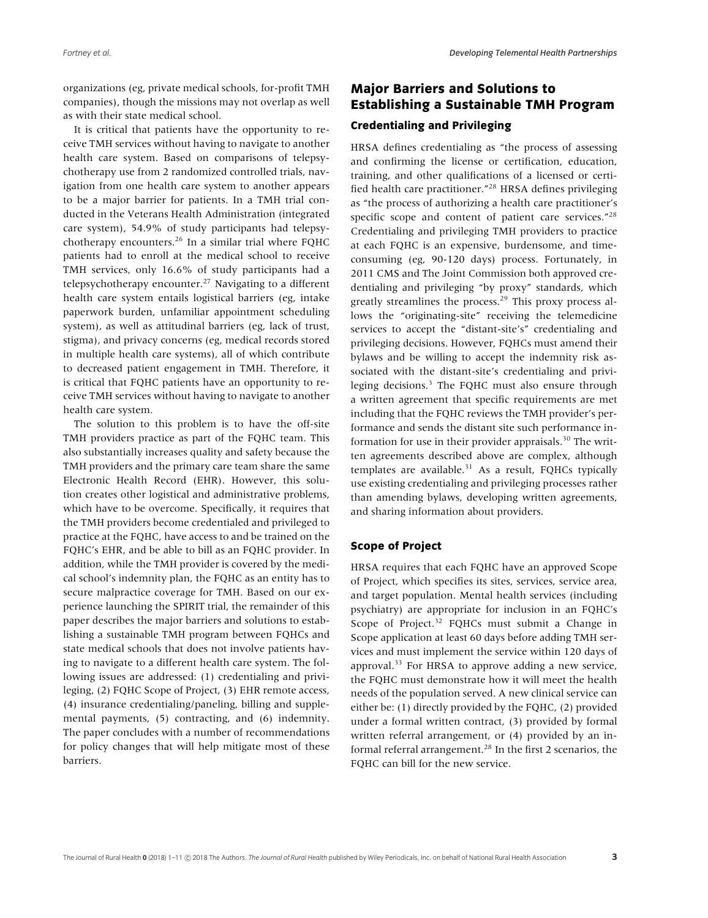organizations (eg, private medical schools, for-profit TMH companies), though the missions may not overlap as well as with their state medical school.

It is critical that patients have the opportunity to receive TMH services without having to navigate to another health care system. Based on comparisons of telepsychotherapy use from 2 randomized controlled trials, navigation from one health care system to another appears to be a major barrier for patients. In a TMH trial conducted in the Veterans Health Administration (integrated care system), 54.9% of study participants had telepsychotherapy encounters.[26] In a similar trial where FQHC patients had to enroll at the medical school to receive TMH services, only 16.6% of study participants had a telepsychotherapy encounter.[27] Navigating to a different health care system entails logistical barriers (eg, intake paperwork burden, unfamiliar appointment scheduling system), as well as attitudinal barriers (eg, lack of trust, stigma), and privacy concerns (eg, medical records stored in multiple health care systems), all of which contribute to decreased patient engagement in TMH. Therefore, it is critical that FQHC patients have an opportunity to receive TMH services without having to navigate to another health care system.

The solution to this problem is to have the off-site TMH providers practice as part of the FQHC team. This also substantially increases quality and safety because the TMH providers and the primary care team share the same Electronic Health Record (EHR). However, this solution creates other logistical and administrative problems, which have to be overcome. Specifically, it requires that the TMH providers become credentialed and privileged to practice at the FQHC, have access to and be trained on the FQHC's EHR, and be able to bill as an FQHC provider. In addition, while the TMH provider is covered by the medical school's indemnity plan, the FQHC as an entity has to secure malpractice coverage for TMH. Based on our experience launching the SPIRIT trial, the remainder of this paper describes the major barriers and solutions to establishing a sustainable TMH program between FQHCs and state medical schools that does not involve patients having to navigate to a different health care system. The following issues are addressed: (1) credentialing and privileging, (2) FQHC Scope of Project, (3) EHR remote access, (4) insurance credentialing/paneling, billing and supplemental payments, (5) contracting, and (6) indemnity. The paper concludes with a number of recommendations for policy changes that will help mitigate most of these barriers.

## Major Barriers and Solutions to Establishing a Sustainable TMH Program

### Credentialing and Privileging

HRSA defines credentialing as "the process of assessing and confirming the license or certification, education, training, and other qualifications of a licensed or certified health care practitioner."[28] HRSA defines privileging as "the process of authorizing a health care practitioner's specific scope and content of patient care services."[28] Credentialing and privileging TMH providers to practice at each FQHC is an expensive, burdensome, and time-consuming (eg, 90-120 days) process. Fortunately, in 2011 CMS and The Joint Commission both approved credentialing and privileging "by proxy" standards, which greatly streamlines the process.[29] This proxy process allows the "originating-site" receiving the telemedicine services to accept the "distant-site's" credentialing and privileging decisions. However, FQHCs must amend their bylaws and be willing to accept the indemnity risk associated with the distant-site's credentialing and privileging decisions.[3] The FQHC must also ensure through a written agreement that specific requirements are met including that the FQHC reviews the TMH provider's performance and sends the distant site such performance information for use in their provider appraisals.[30] The written agreements described above are complex, although templates are available.[31] As a result, FQHCs typically use existing credentialing and privileging processes rather than amending bylaws, developing written agreements, and sharing information about providers.

### Scope of Project

HRSA requires that each FQHC have an approved Scope of Project, which specifies its sites, services, service area, and target population. Mental health services (including psychiatry) are appropriate for inclusion in an FQHC's Scope of Project.[32] FQHCs must submit a Change in Scope application at least 60 days before adding TMH services and must implement the service within 120 days of approval.[33] For HRSA to approve adding a new service, the FQHC must demonstrate how it will meet the health needs of the population served. A new clinical service can either be: (1) directly provided by the FQHC, (2) provided under a formal written contract, (3) provided by formal written referral arrangement, or (4) provided by an informal referral arrangement.[28] In the first 2 scenarios, the FQHC can bill for the new service.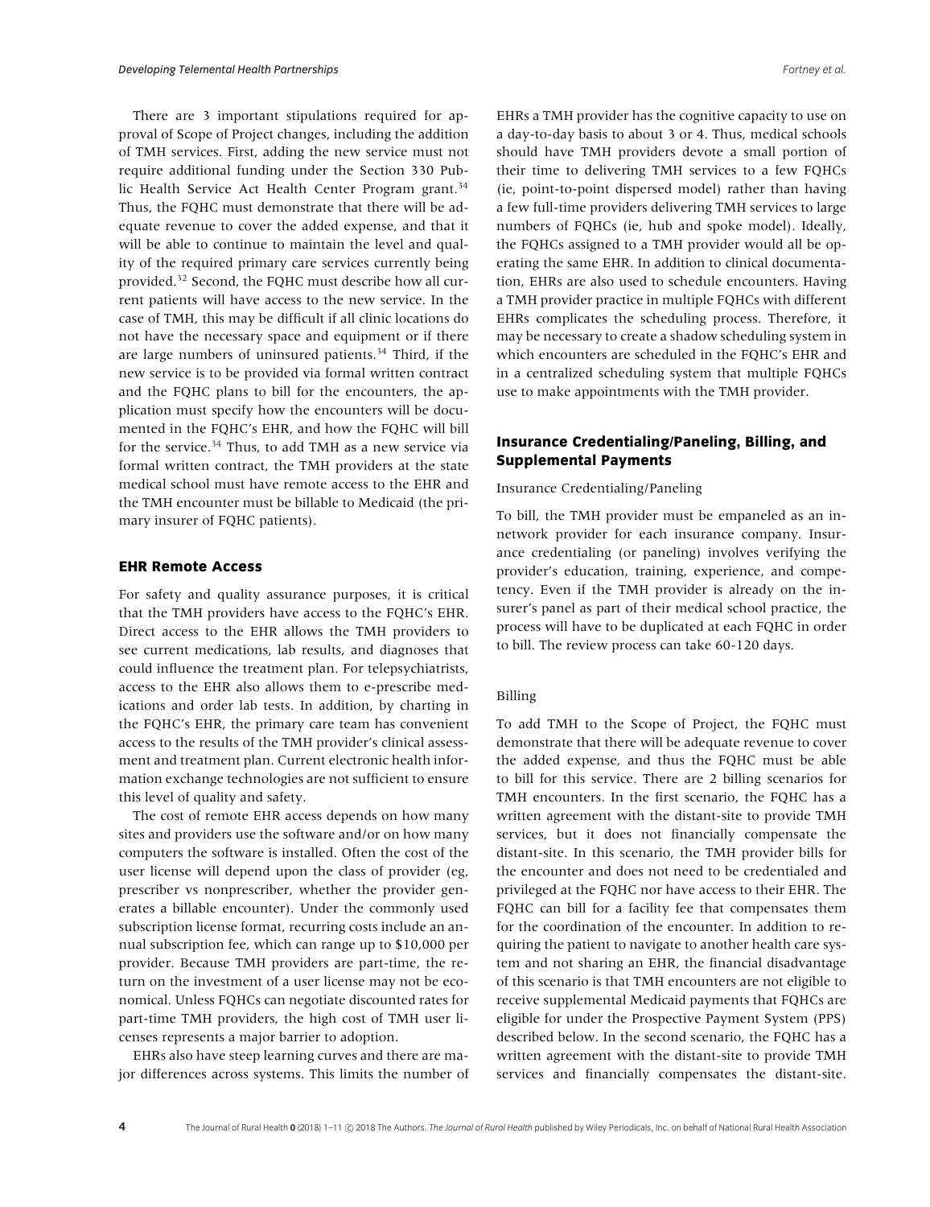There are 3 important stipulations required for approval of Scope of Project changes, including the addition of TMH services. First, adding the new service must not require additional funding under the Section 330 Public Health Service Act Health Center Program grant.[34] Thus, the FQHC must demonstrate that there will be adequate revenue to cover the added expense, and that it will be able to continue to maintain the level and quality of the required primary care services currently being provided.[32] Second, the FQHC must describe how all current patients will have access to the new service. In the case of TMH, this may be difficult if all clinic locations do not have the necessary space and equipment or if there are large numbers of uninsured patients.[34] Third, if the new service is to be provided via formal written contract and the FQHC plans to bill for the encounters, the application must specify how the encounters will be documented in the FQHC's EHR, and how the FQHC will bill for the service.[34] Thus, to add TMH as a new service via formal written contract, the TMH providers at the state medical school must have remote access to the EHR and the TMH encounter must be billable to Medicaid (the primary insurer of FQHC patients).

## EHR Remote Access

For safety and quality assurance purposes, it is critical that the TMH providers have access to the FQHC's EHR. Direct access to the EHR allows the TMH providers to see current medications, lab results, and diagnoses that could influence the treatment plan. For telepsychiatrists, access to the EHR also allows them to e-prescribe medications and order lab tests. In addition, by charting in the FQHC's EHR, the primary care team has convenient access to the results of the TMH provider's clinical assessment and treatment plan. Current electronic health information exchange technologies are not sufficient to ensure this level of quality and safety.

The cost of remote EHR access depends on how many sites and providers use the software and/or on how many computers the software is installed. Often the cost of the user license will depend upon the class of provider (eg, prescriber vs nonprescriber, whether the provider generates a billable encounter). Under the commonly used subscription license format, recurring costs include an annual subscription fee, which can range up to $10,000 per provider. Because TMH providers are part-time, the return on the investment of a user license may not be economical. Unless FQHCs can negotiate discounted rates for part-time TMH providers, the high cost of TMH user licenses represents a major barrier to adoption.

EHRs also have steep learning curves and there are major differences across systems. This limits the number of EHRs a TMH provider has the cognitive capacity to use on a day-to-day basis to about 3 or 4. Thus, medical schools should have TMH providers devote a small portion of their time to delivering TMH services to a few FQHCs (ie, point-to-point dispersed model) rather than having a few full-time providers delivering TMH services to large numbers of FQHCs (ie, hub and spoke model). Ideally, the FQHCs assigned to a TMH provider would all be operating the same EHR. In addition to clinical documentation, EHRs are also used to schedule encounters. Having a TMH provider practice in multiple FQHCs with different EHRs complicates the scheduling process. Therefore, it may be necessary to create a shadow scheduling system in which encounters are scheduled in the FQHC's EHR and in a centralized scheduling system that multiple FQHCs use to make appointments with the TMH provider.

## Insurance Credentialing/Paneling, Billing, and Supplemental Payments

### Insurance Credentialing/Paneling

To bill, the TMH provider must be empaneled as an in-network provider for each insurance company. Insurance credentialing (or paneling) involves verifying the provider's education, training, experience, and competency. Even if the TMH provider is already on the insurer's panel as part of their medical school practice, the process will have to be duplicated at each FQHC in order to bill. The review process can take 60-120 days.

### Billing

To add TMH to the Scope of Project, the FQHC must demonstrate that there will be adequate revenue to cover the added expense, and thus the FQHC must be able to bill for this service. There are 2 billing scenarios for TMH encounters. In the first scenario, the FQHC has a written agreement with the distant-site to provide TMH services, but it does not financially compensate the distant-site. In this scenario, the TMH provider bills for the encounter and does not need to be credentialed and privileged at the FQHC nor have access to their EHR. The FQHC can bill for a facility fee that compensates them for the coordination of the encounter. In addition to requiring the patient to navigate to another health care system and not sharing an EHR, the financial disadvantage of this scenario is that TMH encounters are not eligible to receive supplemental Medicaid payments that FQHCs are eligible for under the Prospective Payment System (PPS) described below. In the second scenario, the FQHC has a written agreement with the distant-site to provide TMH services and financially compensates the distant-site.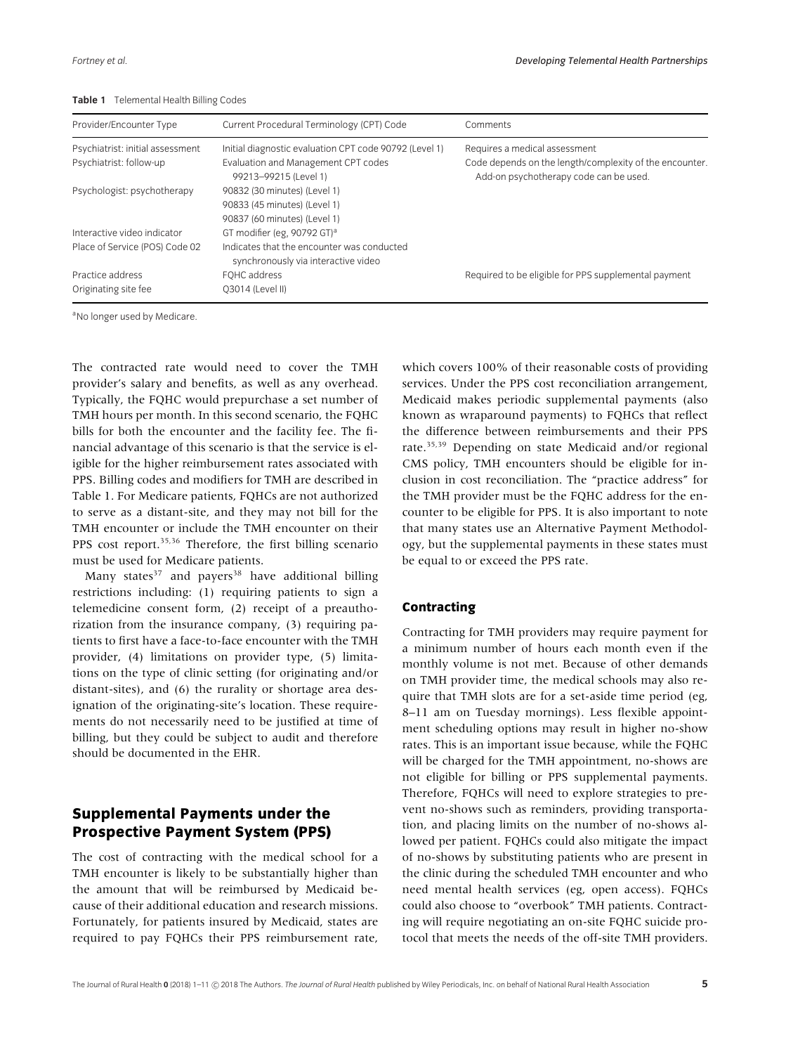**Table 1** Telemental Health Billing Codes

| Provider/Encounter Type | Current Procedural Terminology (CPT) Code | Comments |
|---|---|---|
| Psychiatrist: initial assessment | Initial diagnostic evaluation CPT code 90792 (Level 1) | Requires a medical assessment |
| Psychiatrist: follow-up | Evaluation and Management CPT codes 99213–99215 (Level 1) | Code depends on the length/complexity of the encounter. Add-on psychotherapy code can be used. |
| Psychologist: psychotherapy | 90832 (30 minutes) (Level 1)<br>90833 (45 minutes) (Level 1)<br>90837 (60 minutes) (Level 1) | |
| Interactive video indicator | GT modifier (eg, 90792 GT)[a] | |
| Place of Service (POS) Code 02 | Indicates that the encounter was conducted synchronously via interactive video | |
| Practice address | FQHC address | Required to be eligible for PPS supplemental payment |
| Originating site fee | Q3014 (Level II) | |

[a]No longer used by Medicare.

The contracted rate would need to cover the TMH provider's salary and benefits, as well as any overhead. Typically, the FQHC would prepurchase a set number of TMH hours per month. In this second scenario, the FQHC bills for both the encounter and the facility fee. The financial advantage of this scenario is that the service is eligible for the higher reimbursement rates associated with PPS. Billing codes and modifiers for TMH are described in Table 1. For Medicare patients, FQHCs are not authorized to serve as a distant-site, and they may not bill for the TMH encounter or include the TMH encounter on their PPS cost report.[35,36] Therefore, the first billing scenario must be used for Medicare patients.

Many states[37] and payers[38] have additional billing restrictions including: (1) requiring patients to sign a telemedicine consent form, (2) receipt of a preauthorization from the insurance company, (3) requiring patients to first have a face-to-face encounter with the TMH provider, (4) limitations on provider type, (5) limitations on the type of clinic setting (for originating and/or distant-sites), and (6) the rurality or shortage area designation of the originating-site's location. These requirements do not necessarily need to be justified at time of billing, but they could be subject to audit and therefore should be documented in the EHR.

## Supplemental Payments under the Prospective Payment System (PPS)

The cost of contracting with the medical school for a TMH encounter is likely to be substantially higher than the amount that will be reimbursed by Medicaid because of their additional education and research missions. Fortunately, for patients insured by Medicaid, states are required to pay FQHCs their PPS reimbursement rate, which covers 100% of their reasonable costs of providing services. Under the PPS cost reconciliation arrangement, Medicaid makes periodic supplemental payments (also known as wraparound payments) to FQHCs that reflect the difference between reimbursements and their PPS rate.[35,39] Depending on state Medicaid and/or regional CMS policy, TMH encounters should be eligible for inclusion in cost reconciliation. The "practice address" for the TMH provider must be the FQHC address for the encounter to be eligible for PPS. It is also important to note that many states use an Alternative Payment Methodology, but the supplemental payments in these states must be equal to or exceed the PPS rate.

### Contracting

Contracting for TMH providers may require payment for a minimum number of hours each month even if the monthly volume is not met. Because of other demands on TMH provider time, the medical schools may also require that TMH slots are for a set-aside time period (eg, 8–11 am on Tuesday mornings). Less flexible appointment scheduling options may result in higher no-show rates. This is an important issue because, while the FQHC will be charged for the TMH appointment, no-shows are not eligible for billing or PPS supplemental payments. Therefore, FQHCs will need to explore strategies to prevent no-shows such as reminders, providing transportation, and placing limits on the number of no-shows allowed per patient. FQHCs could also mitigate the impact of no-shows by substituting patients who are present in the clinic during the scheduled TMH encounter and who need mental health services (eg, open access). FQHCs could also choose to "overbook" TMH patients. Contracting will require negotiating an on-site FQHC suicide protocol that meets the needs of the off-site TMH providers.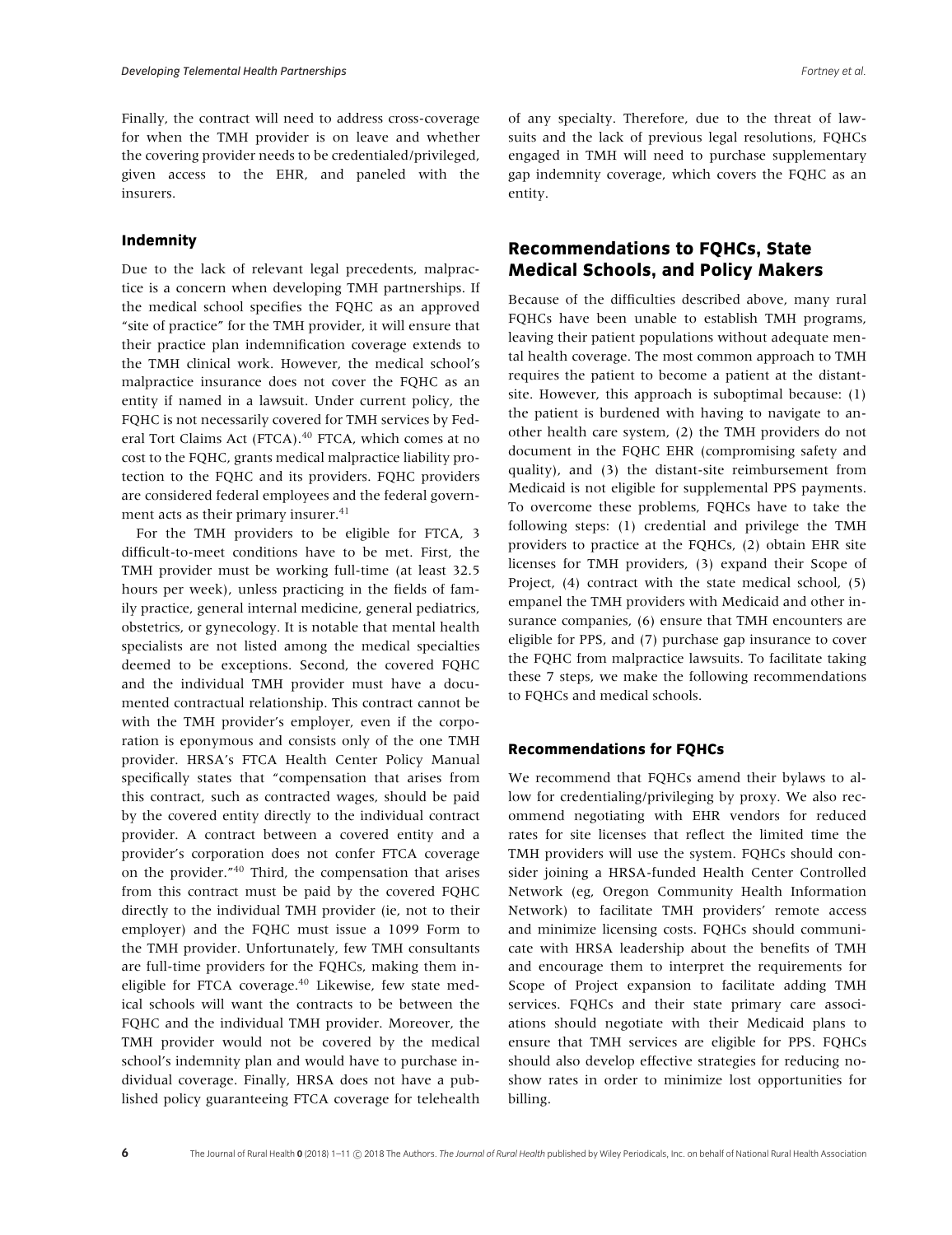Finally, the contract will need to address cross-coverage for when the TMH provider is on leave and whether the covering provider needs to be credentialed/privileged, given access to the EHR, and paneled with the insurers.

### Indemnity

Due to the lack of relevant legal precedents, malpractice is a concern when developing TMH partnerships. If the medical school specifies the FQHC as an approved "site of practice" for the TMH provider, it will ensure that their practice plan indemnification coverage extends to the TMH clinical work. However, the medical school's malpractice insurance does not cover the FQHC as an entity if named in a lawsuit. Under current policy, the FQHC is not necessarily covered for TMH services by Federal Tort Claims Act (FTCA).[40] FTCA, which comes at no cost to the FQHC, grants medical malpractice liability protection to the FQHC and its providers. FQHC providers are considered federal employees and the federal government acts as their primary insurer.[41]

For the TMH providers to be eligible for FTCA, 3 difficult-to-meet conditions have to be met. First, the TMH provider must be working full-time (at least 32.5 hours per week), unless practicing in the fields of family practice, general internal medicine, general pediatrics, obstetrics, or gynecology. It is notable that mental health specialists are not listed among the medical specialties deemed to be exceptions. Second, the covered FQHC and the individual TMH provider must have a documented contractual relationship. This contract cannot be with the TMH provider's employer, even if the corporation is eponymous and consists only of the one TMH provider. HRSA's FTCA Health Center Policy Manual specifically states that "compensation that arises from this contract, such as contracted wages, should be paid by the covered entity directly to the individual contract provider. A contract between a covered entity and a provider's corporation does not confer FTCA coverage on the provider."[40] Third, the compensation that arises from this contract must be paid by the covered FQHC directly to the individual TMH provider (ie, not to their employer) and the FQHC must issue a 1099 Form to the TMH provider. Unfortunately, few TMH consultants are full-time providers for the FQHCs, making them ineligible for FTCA coverage.[40] Likewise, few state medical schools will want the contracts to be between the FQHC and the individual TMH provider. Moreover, the TMH provider would not be covered by the medical school's indemnity plan and would have to purchase individual coverage. Finally, HRSA does not have a published policy guaranteeing FTCA coverage for telehealth of any specialty. Therefore, due to the threat of lawsuits and the lack of previous legal resolutions, FQHCs engaged in TMH will need to purchase supplementary gap indemnity coverage, which covers the FQHC as an entity.

## Recommendations to FQHCs, State Medical Schools, and Policy Makers

Because of the difficulties described above, many rural FQHCs have been unable to establish TMH programs, leaving their patient populations without adequate mental health coverage. The most common approach to TMH requires the patient to become a patient at the distant-site. However, this approach is suboptimal because: (1) the patient is burdened with having to navigate to another health care system, (2) the TMH providers do not document in the FQHC EHR (compromising safety and quality), and (3) the distant-site reimbursement from Medicaid is not eligible for supplemental PPS payments. To overcome these problems, FQHCs have to take the following steps: (1) credential and privilege the TMH providers to practice at the FQHCs, (2) obtain EHR site licenses for TMH providers, (3) expand their Scope of Project, (4) contract with the state medical school, (5) empanel the TMH providers with Medicaid and other insurance companies, (6) ensure that TMH encounters are eligible for PPS, and (7) purchase gap insurance to cover the FQHC from malpractice lawsuits. To facilitate taking these 7 steps, we make the following recommendations to FQHCs and medical schools.

### Recommendations for FQHCs

We recommend that FQHCs amend their bylaws to allow for credentialing/privileging by proxy. We also recommend negotiating with EHR vendors for reduced rates for site licenses that reflect the limited time the TMH providers will use the system. FQHCs should consider joining a HRSA-funded Health Center Controlled Network (eg, Oregon Community Health Information Network) to facilitate TMH providers' remote access and minimize licensing costs. FQHCs should communicate with HRSA leadership about the benefits of TMH and encourage them to interpret the requirements for Scope of Project expansion to facilitate adding TMH services. FQHCs and their state primary care associations should negotiate with their Medicaid plans to ensure that TMH services are eligible for PPS. FQHCs should also develop effective strategies for reducing no-show rates in order to minimize lost opportunities for billing.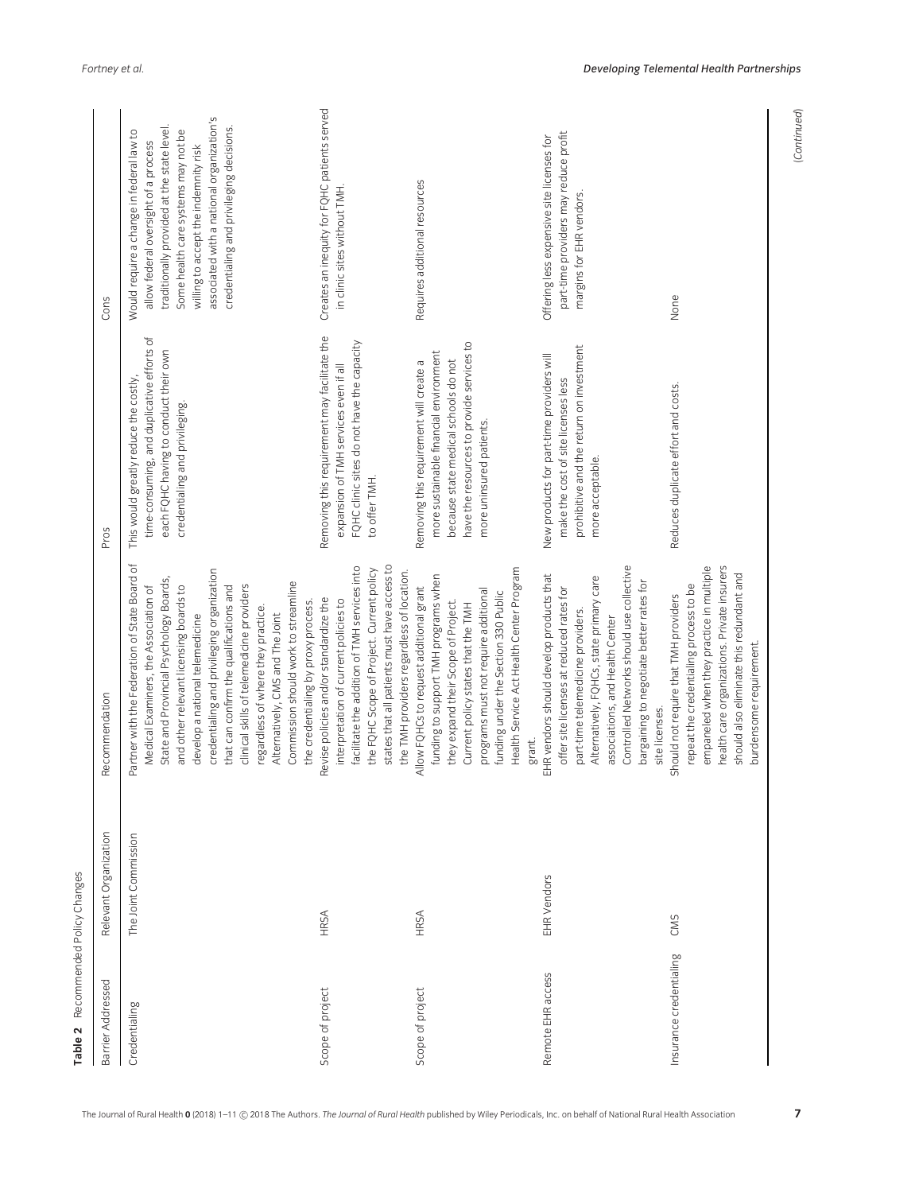**Table 2** Recommended Policy Changes

| Barrier Addressed | Relevant Organization | Recommendation | Pros | Cons |
|---|---|---|---|---|
| Credentialing | The Joint Commission | Partner with the Federation of State Board of Medical Examiners, the Association of State and Provincial Psychology Boards, and other relevant licensing boards to develop a national telemedicine credentialing and privileging organization that can confirm the qualifications and clinical skills of telemedicine providers regardless of where they practice. Alternatively, CMS and The Joint Commission should work to streamline the credentialing by proxy process. | This would greatly reduce the costly, time-consuming, and duplicative efforts of each FQHC having to conduct their own credentialing and privileging. | Would require a change in federal law to allow federal oversight of a process traditionally provided at the state level. Some health care systems may not be willing to accept the indemnity risk associated with a national organization's credentialing and privileging decisions. |
| Scope of project | HRSA | Revise policies and/or standardize the interpretation of current policies to facilitate the addition of TMH services into the FQHC Scope of Project. Current policy states that all patients must have access to the TMH providers regardless of location. | Removing this requirement may facilitate the expansion of TMH services even if all FQHC clinic sites do not have the capacity to offer TMH. | Creates an inequity for FQHC patients served in clinic sites without TMH. |
| Scope of project | HRSA | Allow FQHCs to request additional grant funding to support TMH programs when they expand their Scope of Project. Current policy states that the TMH programs must not require additional funding under the Section 330 Public Health Service Act Health Center Program grant. | Removing this requirement will create a more sustainable financial environment because state medical schools do not have the resources to provide services to more uninsured patients. | Requires additional resources |
| Remote EHR access | EHR Vendors | EHR vendors should develop products that offer site licenses at reduced rates for part-time telemedicine providers. Alternatively, FQHCs, state primary care associations, and Health Center Controlled Networks should use collective bargaining to negotiate better rates for site licenses. | New products for part-time providers will make the cost of site licenses less prohibitive and the return on investment more acceptable. | Offering less expensive site licenses for part-time providers may reduce profit margins for EHR vendors. |
| Insurance credentialing | CMS | Should not require that TMH providers repeat the credentialing process to be empaneled when they practice in multiple health care organizations. Private insurers should also eliminate this redundant and burdensome requirement. | Reduces duplicate effort and costs. | None |

(Continued)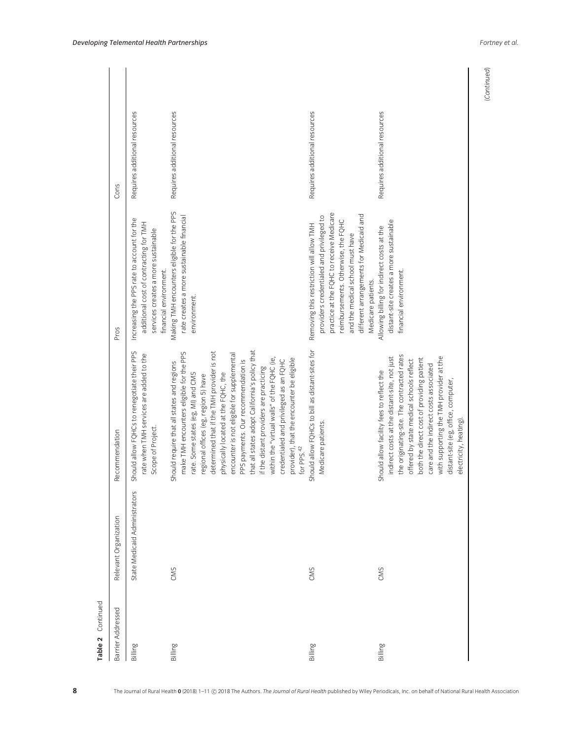**Table 2** Continued

| Barrier Addressed | Relevant Organization | Recommendation | Pros | Cons |
|---|---|---|---|---|
| Billing | State Medicaid Administrators | Should allow FQHCs to renegotiate their PPS rate when TMH services are added to the Scope of Project. | Increasing the PPS rate to account for the additional cost of contracting for TMH services creates a more sustainable financial environment. | Requires additional resources |
| Billing | CMS | Should require that all states and regions make TMH encounters eligible for the PPS rate. Some states (eg, MI) and CMS regional offices (eg, region 5) have determined that if the TMH provider is not physically located at the FQHC, the encounter is not eligible for supplemental PPS payments. Our recommendation is that all states adopt California's policy that if the distant providers are practicing within the "virtual walls" of the FQHC (ie, credentialed and privileged as an FQHC provider), that the encounter be eligible for PPS.[42] | Making TMH encounters eligible for the PPS rate creates a more sustainable financial environment. | Requires additional resources |
| Billing | CMS | Should allow FQHCs to bill as distant-sites for Medicare patients. | Removing this restriction will allow TMH providers credentialed and privileged to practice at the FQHC to receive Medicare reimbursements. Otherwise, the FQHC and the medical school must have different arrangements for Medicaid and Medicare patients. | Requires additional resources |
| Billing | CMS | Should allow facility fees to reflect the indirect costs at the distant-site, not just the originating-site. The contracted rates offered by state medical schools reflect both the direct cost of providing patient care and the indirect costs associated with supporting the TMH provider at the distant-site (eg, office, computer, electricity, heating). | Allowing billing for indirect costs at the distant-site creates a more sustainable financial environment. | Requires additional resources |

(Continued)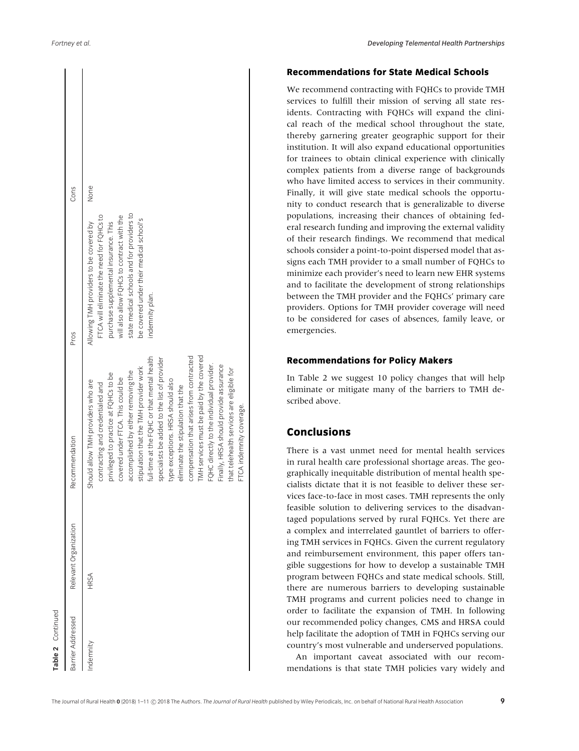**Table 2** Continued

| Barrier Addressed | Relevant Organization | Recommendation | Pros | Cons |
| --- | --- | --- | --- | --- |
| Indemnity | HRSA | Should allow TMH providers who are contracting and credentialed and privileged to practice at FQHCs to be covered under FTCA. This could be accomplished by either removing the stipulation that the TMH provider work full-time at the FQHC or that mental health specialists be added to the list of provider type exceptions. HRSA should also eliminate the stipulation that the compensation that arises from contracted TMH services must be paid by the covered FQHC directly to the individual provider. Finally, HRSA should provide assurance that telehealth services are eligible for FTCA indemnity coverage. | Allowing TMH providers to be covered by FTCA will eliminate the need for FQHCs to purchase supplemental insurance. This will also allow FQHCs to contract with the state medical schools and for providers to be covered under their medical school's indemnity plan. | None |

## Recommendations for State Medical Schools

We recommend contracting with FQHCs to provide TMH services to fulfill their mission of serving all state residents. Contracting with FQHCs will expand the clinical reach of the medical school throughout the state, thereby garnering greater geographic support for their institution. It will also expand educational opportunities for trainees to obtain clinical experience with clinically complex patients from a diverse range of backgrounds who have limited access to services in their community. Finally, it will give state medical schools the opportunity to conduct research that is generalizable to diverse populations, increasing their chances of obtaining federal research funding and improving the external validity of their research findings. We recommend that medical schools consider a point-to-point dispersed model that assigns each TMH provider to a small number of FQHCs to minimize each provider's need to learn new EHR systems and to facilitate the development of strong relationships between the TMH provider and the FQHCs' primary care providers. Options for TMH provider coverage will need to be considered for cases of absences, family leave, or emergencies.

## Recommendations for Policy Makers

In Table 2 we suggest 10 policy changes that will help eliminate or mitigate many of the barriers to TMH described above.

# Conclusions

There is a vast unmet need for mental health services in rural health care professional shortage areas. The geographically inequitable distribution of mental health specialists dictate that it is not feasible to deliver these services face-to-face in most cases. TMH represents the only feasible solution to delivering services to the disadvantaged populations served by rural FQHCs. Yet there are a complex and interrelated gauntlet of barriers to offering TMH services in FQHCs. Given the current regulatory and reimbursement environment, this paper offers tangible suggestions for how to develop a sustainable TMH program between FQHCs and state medical schools. Still, there are numerous barriers to developing sustainable TMH programs and current policies need to change in order to facilitate the expansion of TMH. In following our recommended policy changes, CMS and HRSA could help facilitate the adoption of TMH in FQHCs serving our country's most vulnerable and underserved populations.

An important caveat associated with our recommendations is that state TMH policies vary widely and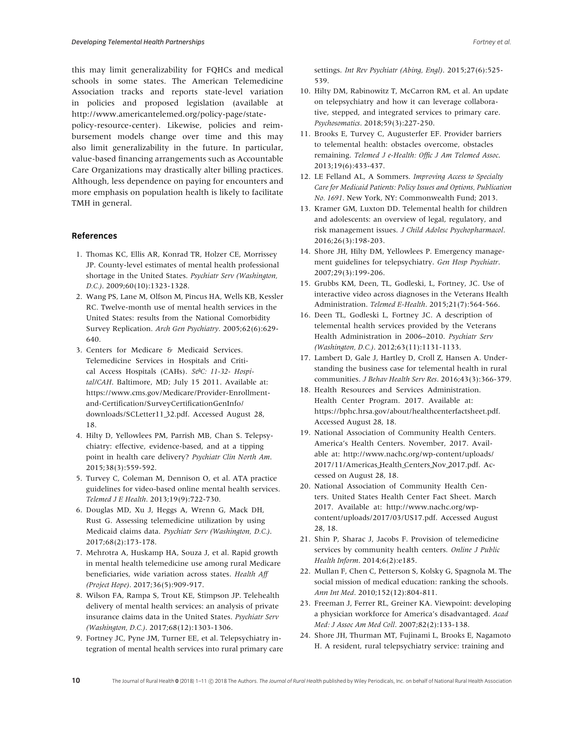this may limit generalizability for FQHCs and medical schools in some states. The American Telemedicine Association tracks and reports state-level variation in policies and proposed legislation (available at http://www.americantelemed.org/policy-page/state-policy-resource-center). Likewise, policies and reimbursement models change over time and this may also limit generalizability in the future. In particular, value-based financing arrangements such as Accountable Care Organizations may drastically alter billing practices. Although, less dependence on paying for encounters and more emphasis on population health is likely to facilitate TMH in general.

## References

1. Thomas KC, Ellis AR, Konrad TR, Holzer CE, Morrissey JP. County-level estimates of mental health professional shortage in the United States. *Psychiatr Serv (Washington, D.C.)*. 2009;60(10):1323-1328.
2. Wang PS, Lane M, Olfson M, Pincus HA, Wells KB, Kessler RC. Twelve-month use of mental health services in the United States: results from the National Comorbidity Survey Replication. *Arch Gen Psychiatry*. 2005;62(6):629-640.
3. Centers for Medicare & Medicaid Services. Telemedicine Services in Hospitals and Critical Access Hospitals (CAHs). *S&C: 11-32- Hospital/CAH*. Baltimore, MD; July 15 2011. Available at: https://www.cms.gov/Medicare/Provider-Enrollment-and-Certification/SurveyCertificationGenInfo/downloads/SCLetter11_32.pdf. Accessed August 28, 18.
4. Hilty D, Yellowlees PM, Parrish MB, Chan S. Telepsychiatry: effective, evidence-based, and at a tipping point in health care delivery? *Psychiatr Clin North Am*. 2015;38(3):559-592.
5. Turvey C, Coleman M, Dennison O, et al. ATA practice guidelines for video-based online mental health services. *Telemed J E Health*. 2013;19(9):722-730.
6. Douglas MD, Xu J, Heggs A, Wrenn G, Mack DH, Rust G. Assessing telemedicine utilization by using Medicaid claims data. *Psychiatr Serv (Washington, D.C.)*. 2017;68(2):173-178.
7. Mehrotra A, Huskamp HA, Souza J, et al. Rapid growth in mental health telemedicine use among rural Medicare beneficiaries, wide variation across states. *Health Aff (Project Hope)*. 2017;36(5):909-917.
8. Wilson FA, Rampa S, Trout KE, Stimpson JP. Telehealth delivery of mental health services: an analysis of private insurance claims data in the United States. *Psychiatr Serv (Washington, D.C.)*. 2017;68(12):1303-1306.
9. Fortney JC, Pyne JM, Turner EE, et al. Telepsychiatry integration of mental health services into rural primary care settings. *Int Rev Psychiatr (Abing, Engl)*. 2015;27(6):525-539.
10. Hilty DM, Rabinowitz T, McCarron RM, et al. An update on telepsychiatry and how it can leverage collaborative, stepped, and integrated services to primary care. *Psychosomatics*. 2018;59(3):227-250.
11. Brooks E, Turvey C, Augusterfer EF. Provider barriers to telemental health: obstacles overcome, obstacles remaining. *Telemed J e-Health: Offic J Am Telemed Assoc*. 2013;19(6):433-437.
12. LE Felland AL, A Sommers. *Improving Access to Specialty Care for Medicaid Patients: Policy Issues and Options, Publication No. 1691*. New York, NY: Commonwealth Fund; 2013.
13. Kramer GM, Luxton DD. Telemental health for children and adolescents: an overview of legal, regulatory, and risk management issues. *J Child Adolesc Psychopharmacol*. 2016;26(3):198-203.
14. Shore JH, Hilty DM, Yellowlees P. Emergency management guidelines for telepsychiatry. *Gen Hosp Psychiatr*. 2007;29(3):199-206.
15. Grubbs KM, Deen, TL, Godleski, L, Fortney, JC. Use of interactive video across diagnoses in the Veterans Health Administration. *Telemed E-Health*. 2015;21(7):564-566.
16. Deen TL, Godleski L, Fortney JC. A description of telemental health services provided by the Veterans Health Administration in 2006–2010. *Psychiatr Serv (Washington, D.C.)*. 2012;63(11):1131-1133.
17. Lambert D, Gale J, Hartley D, Croll Z, Hansen A. Understanding the business case for telemental health in rural communities. *J Behav Health Serv Res*. 2016;43(3):366-379.
18. Health Resources and Services Administration. Health Center Program. 2017. Available at: https://bphc.hrsa.gov/about/healthcenterfactsheet.pdf. Accessed August 28, 18.
19. National Association of Community Health Centers. America's Health Centers. November, 2017. Available at: http://www.nachc.org/wp-content/uploads/2017/11/Americas_Health_Centers_Nov_2017.pdf. Accessed on August 28, 18.
20. National Association of Community Health Centers. United States Health Center Fact Sheet. March 2017. Available at: http://www.nachc.org/wp-content/uploads/2017/03/US17.pdf. Accessed August 28, 18.
21. Shin P, Sharac J, Jacobs F. Provision of telemedicine services by community health centers. *Online J Public Health Inform*. 2014;6(2):e185.
22. Mullan F, Chen C, Petterson S, Kolsky G, Spagnola M. The social mission of medical education: ranking the schools. *Ann Int Med*. 2010;152(12):804-811.
23. Freeman J, Ferrer RL, Greiner KA. Viewpoint: developing a physician workforce for America's disadvantaged. *Acad Med: J Assoc Am Med Coll*. 2007;82(2):133-138.
24. Shore JH, Thurman MT, Fujinami L, Brooks E, Nagamoto H. A resident, rural telepsychiatry service: training and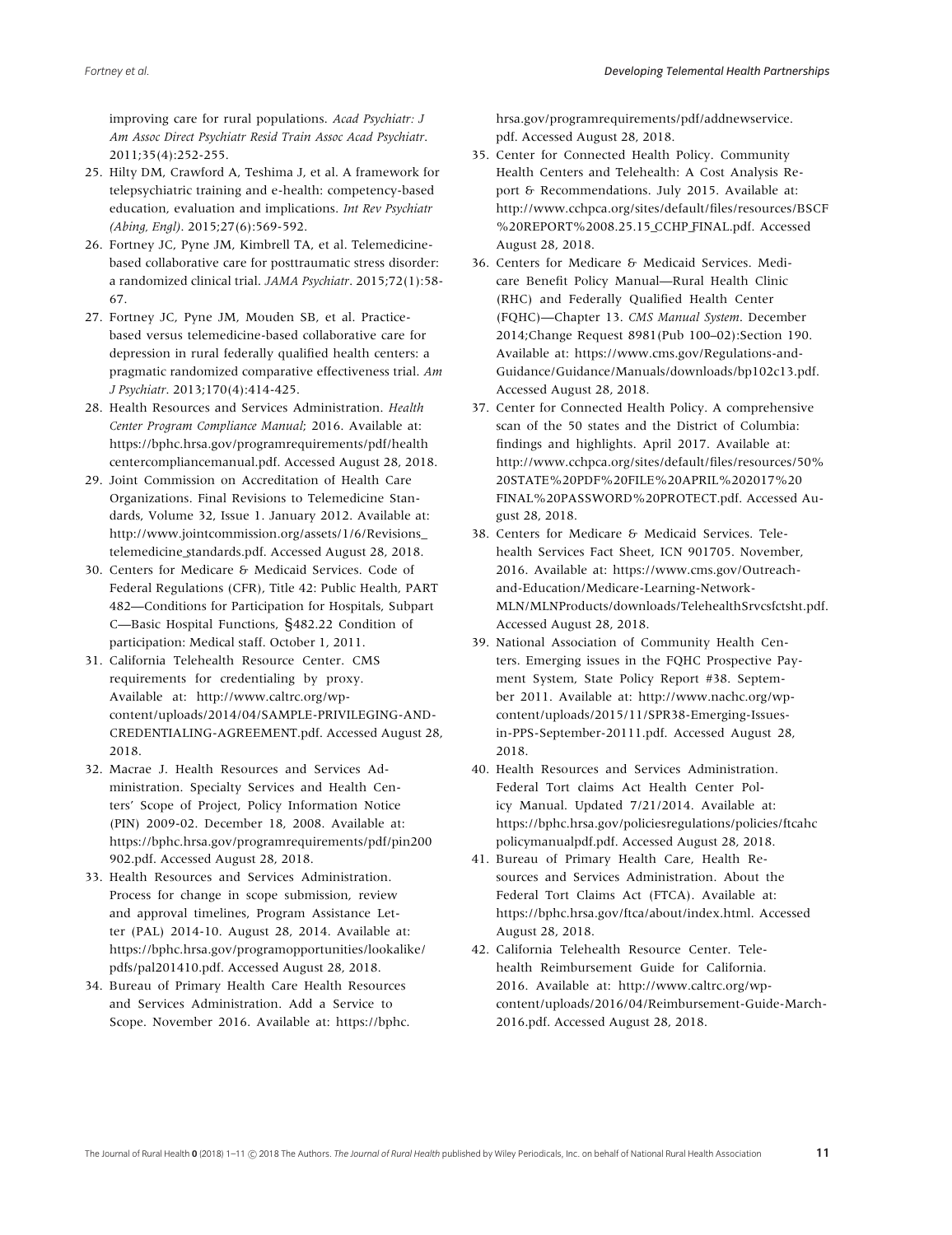improving care for rural populations. *Acad Psychiatr: J Am Assoc Direct Psychiatr Resid Train Assoc Acad Psychiatr*. 2011;35(4):252-255.

25. Hilty DM, Crawford A, Teshima J, et al. A framework for telepsychiatric training and e-health: competency-based education, evaluation and implications. *Int Rev Psychiatr (Abing, Engl)*. 2015;27(6):569-592.
26. Fortney JC, Pyne JM, Kimbrell TA, et al. Telemedicine-based collaborative care for posttraumatic stress disorder: a randomized clinical trial. *JAMA Psychiatr*. 2015;72(1):58-67.
27. Fortney JC, Pyne JM, Mouden SB, et al. Practice-based versus telemedicine-based collaborative care for depression in rural federally qualified health centers: a pragmatic randomized comparative effectiveness trial. *Am J Psychiatr*. 2013;170(4):414-425.
28. Health Resources and Services Administration. *Health Center Program Compliance Manual*; 2016. Available at: https://bphc.hrsa.gov/programrequirements/pdf/healthcentercompliancemanual.pdf. Accessed August 28, 2018.
29. Joint Commission on Accreditation of Health Care Organizations. Final Revisions to Telemedicine Standards, Volume 32, Issue 1. January 2012. Available at: http://www.jointcommission.org/assets/1/6/Revisions_telemedicine_standards.pdf. Accessed August 28, 2018.
30. Centers for Medicare & Medicaid Services. Code of Federal Regulations (CFR), Title 42: Public Health, PART 482—Conditions for Participation for Hospitals, Subpart C—Basic Hospital Functions, §482.22 Condition of participation: Medical staff. October 1, 2011.
31. California Telehealth Resource Center. CMS requirements for credentialing by proxy. Available at: http://www.caltrc.org/wp-content/uploads/2014/04/SAMPLE-PRIVILEGING-AND-CREDENTIALING-AGREEMENT.pdf. Accessed August 28, 2018.
32. Macrae J. Health Resources and Services Administration. Specialty Services and Health Centers' Scope of Project, Policy Information Notice (PIN) 2009-02. December 18, 2008. Available at: https://bphc.hrsa.gov/programrequirements/pdf/pin200902.pdf. Accessed August 28, 2018.
33. Health Resources and Services Administration. Process for change in scope submission, review and approval timelines, Program Assistance Letter (PAL) 2014-10. August 28, 2014. Available at: https://bphc.hrsa.gov/programopportunities/lookalike/pdfs/pal201410.pdf. Accessed August 28, 2018.
34. Bureau of Primary Health Care Health Resources and Services Administration. Add a Service to Scope. November 2016. Available at: https://bphc.hrsa.gov/programrequirements/pdf/addnewservice.pdf. Accessed August 28, 2018.
35. Center for Connected Health Policy. Community Health Centers and Telehealth: A Cost Analysis Report & Recommendations. July 2015. Available at: http://www.cchpca.org/sites/default/files/resources/BSCF%20REPORT%2008.25.15_CCHP_FINAL.pdf. Accessed August 28, 2018.
36. Centers for Medicare & Medicaid Services. Medicare Benefit Policy Manual—Rural Health Clinic (RHC) and Federally Qualified Health Center (FQHC)—Chapter 13. *CMS Manual System*. December 2014;Change Request 8981(Pub 100–02):Section 190. Available at: https://www.cms.gov/Regulations-and-Guidance/Guidance/Manuals/downloads/bp102c13.pdf. Accessed August 28, 2018.
37. Center for Connected Health Policy. A comprehensive scan of the 50 states and the District of Columbia: findings and highlights. April 2017. Available at: http://www.cchpca.org/sites/default/files/resources/50%20STATE%20PDF%20FILE%20APRIL%202017%20FINAL%20PASSWORD%20PROTECT.pdf. Accessed August 28, 2018.
38. Centers for Medicare & Medicaid Services. Telehealth Services Fact Sheet, ICN 901705. November, 2016. Available at: https://www.cms.gov/Outreach-and-Education/Medicare-Learning-Network-MLN/MLNProducts/downloads/TelehealthSrvcsfctsht.pdf. Accessed August 28, 2018.
39. National Association of Community Health Centers. Emerging issues in the FQHC Prospective Payment System, State Policy Report #38. September 2011. Available at: http://www.nachc.org/wp-content/uploads/2015/11/SPR38-Emerging-Issues-in-PPS-September-20111.pdf. Accessed August 28, 2018.
40. Health Resources and Services Administration. Federal Tort claims Act Health Center Policy Manual. Updated 7/21/2014. Available at: https://bphc.hrsa.gov/policiesregulations/policies/ftcahcpolicymanualpdf.pdf. Accessed August 28, 2018.
41. Bureau of Primary Health Care, Health Resources and Services Administration. About the Federal Tort Claims Act (FTCA). Available at: https://bphc.hrsa.gov/ftca/about/index.html. Accessed August 28, 2018.
42. California Telehealth Resource Center. Telehealth Reimbursement Guide for California. 2016. Available at: http://www.caltrc.org/wp-content/uploads/2016/04/Reimbursement-Guide-March-2016.pdf. Accessed August 28, 2018.